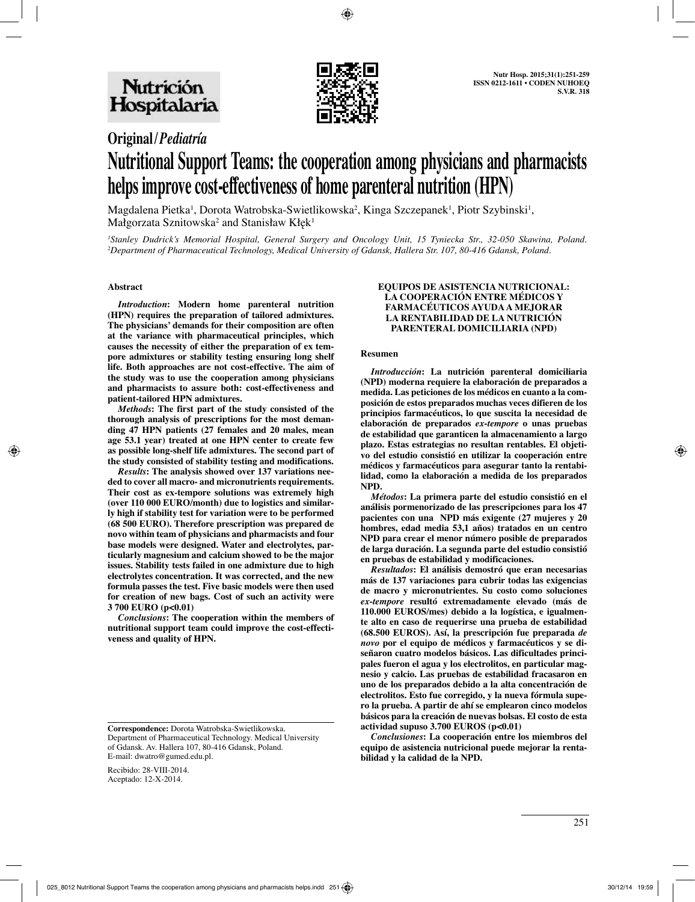Original / *Pediatría*

# Nutritional Support Teams: the cooperation among physicians and pharmacists helps improve cost-effectiveness of home parenteral nutrition (HPN)

Magdalena Pietka[1], Dorota Watrobska-Swietlikowska[2], Kinga Szczepanek[1], Piotr Szybinski[1], Małgorzata Sznitowska[2] and Stanisław Kłęk[1]

*[1]Stanley Dudrick's Memorial Hospital, General Surgery and Oncology Unit, 15 Tyniecka Str., 32-050 Skawina, Poland.*
*[2]Department of Pharmaceutical Technology, Medical University of Gdansk, Hallera Str. 107, 80-416 Gdansk, Poland.*

## Abstract

***Introduction*: Modern home parenteral nutrition (HPN) requires the preparation of tailored admixtures. The physicians' demands for their composition are often at the variance with pharmaceutical principles, which causes the necessity of either the preparation of ex tempore admixtures or stability testing ensuring long shelf life. Both approaches are not cost-effective. The aim of the study was to use the cooperation among physicians and pharmacists to assure both: cost-effectiveness and patient-tailored HPN admixtures.**

***Methods*: The first part of the study consisted of the thorough analysis of prescriptions for the most demanding 47 HPN patients (27 females and 20 males, mean age 53.1 year) treated at one HPN center to create few as possible long-shelf life admixtures. The second part of the study consisted of stability testing and modifications.**

***Results*: The analysis showed over 137 variations needed to cover all macro- and micronutrients requirements. Their cost as ex-tempore solutions was extremely high (over 110 000 EURO/month) due to logistics and similarly high if stability test for variation were to be performed (68 500 EURO). Therefore prescription was prepared de novo within team of physicians and pharmacists and four base models were designed. Water and electrolytes, particularly magnesium and calcium showed to be the major issues. Stability tests failed in one admixture due to high electrolytes concentration. It was corrected, and the new formula passes the test. Five basic models were then used for creation of new bags. Cost of such an activity were 3 700 EURO ($p<0.01$)**

***Conclusions*: The cooperation within the members of nutritional support team could improve the cost-effectiveness and quality of HPN.**

**Correspondence:** Dorota Watrobska-Swietlikowska.
Department of Pharmaceutical Technology. Medical University of Gdansk. Av. Hallera 107, 80-416 Gdansk, Poland.
E-mail: dwatro@gumed.edu.pl.

Recibido: 28-VIII-2014.
Aceptado: 12-X-2014.

**EQUIPOS DE ASISTENCIA NUTRICIONAL: LA COOPERACIÓN ENTRE MÉDICOS Y FARMACÉUTICOS AYUDA A MEJORAR LA RENTABILIDAD DE LA NUTRICIÓN PARENTERAL DOMICILIARIA (NPD)**

## Resumen

***Introducción*: La nutrición parenteral domiciliaria (NPD) moderna requiere la elaboración de preparados a medida. Las peticiones de los médicos en cuanto a la composición de estos preparados muchas veces difieren de los principios farmacéuticos, lo que suscita la necesidad de elaboración de preparados *ex-tempore* o unas pruebas de estabilidad que garanticen la almacenamiento a largo plazo. Estas estrategias no resultan rentables. El objetivo del estudio consistió en utilizar la cooperación entre médicos y farmacéuticos para asegurar tanto la rentabilidad, como la elaboración a medida de los preparados NPD.**

***Métodos*: La primera parte del estudio consistió en el análisis pormenorizado de las prescripciones para los 47 pacientes con una NPD más exigente (27 mujeres y 20 hombres, edad media 53,1 años) tratados en un centro NPD para crear el menor número posible de preparados de larga duración. La segunda parte del estudio consistió en pruebas de estabilidad y modificaciones.**

***Resultados*: El análisis demostró que eran necesarias más de 137 variaciones para cubrir todas las exigencias de macro y micronutrientes. Su costo como soluciones *ex-tempore* resultó extremadamente elevado (más de 110.000 EUROS/mes) debido a la logística, e igualmente alto en caso de requerirse una prueba de estabilidad (68.500 EUROS). Así, la prescripción fue preparada *de novo* por el equipo de médicos y farmacéuticos y se diseñaron cuatro modelos básicos. Las dificultades principales fueron el agua y los electrolitos, en particular magnesio y calcio. Las pruebas de estabilidad fracasaron en uno de los preparados debido a la alta concentración de electrolitos. Esto fue corregido, y la nueva fórmula supero la prueba. A partir de ahí se emplearon cinco modelos básicos para la creación de nuevas bolsas. El costo de esta actividad supuso 3.700 EUROS ($p<0.01$)**

***Conclusiones*: La cooperación entre los miembros del equipo de asistencia nutricional puede mejorar la rentabilidad y la calidad de la NPD.**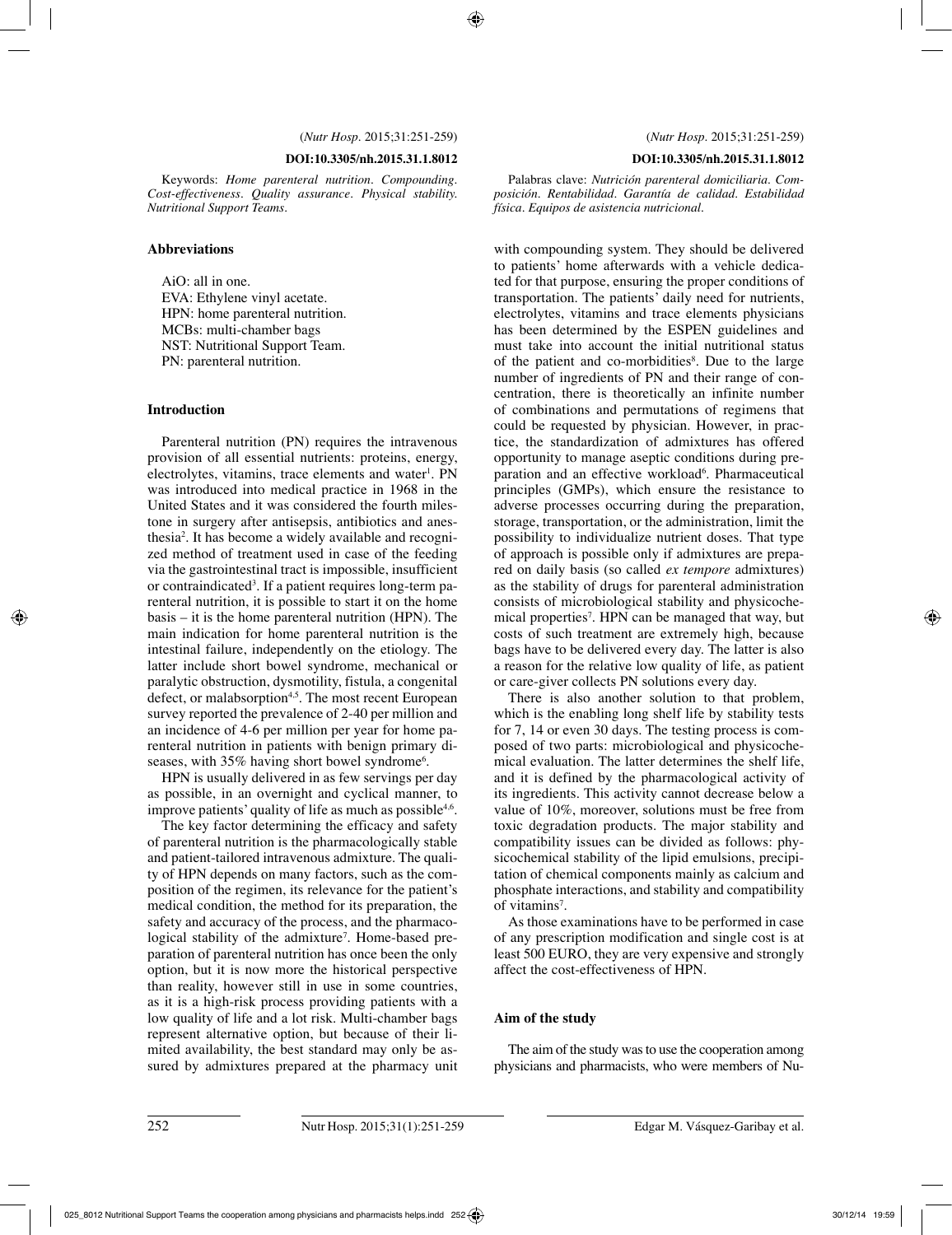Keywords: *Home parenteral nutrition. Compounding. Cost-effectiveness. Quality assurance. Physical stability. Nutritional Support Teams.*

Palabras clave: *Nutrición parenteral domiciliaria. Composición. Rentabilidad. Garantía de calidad. Estabilidad física. Equipos de asistencia nutricional.*

## Abbreviations

AiO: all in one.
EVA: Ethylene vinyl acetate.
HPN: home parenteral nutrition.
MCBs: multi-chamber bags
NST: Nutritional Support Team.
PN: parenteral nutrition.

## Introduction

Parenteral nutrition (PN) requires the intravenous provision of all essential nutrients: proteins, energy, electrolytes, vitamins, trace elements and water[1]. PN was introduced into medical practice in 1968 in the United States and it was considered the fourth milestone in surgery after antisepsis, antibiotics and anesthesia[2]. It has become a widely available and recognized method of treatment used in case of the feeding via the gastrointestinal tract is impossible, insufficient or contraindicated[3]. If a patient requires long-term parenteral nutrition, it is possible to start it on the home basis – it is the home parenteral nutrition (HPN). The main indication for home parenteral nutrition is the intestinal failure, independently on the etiology. The latter include short bowel syndrome, mechanical or paralytic obstruction, dysmotility, fistula, a congenital defect, or malabsorption[4,5]. The most recent European survey reported the prevalence of 2-40 per million and an incidence of 4-6 per million per year for home parenteral nutrition in patients with benign primary diseases, with 35% having short bowel syndrome[6].

HPN is usually delivered in as few servings per day as possible, in an overnight and cyclical manner, to improve patients' quality of life as much as possible[4,6].

The key factor determining the efficacy and safety of parenteral nutrition is the pharmacologically stable and patient-tailored intravenous admixture. The quality of HPN depends on many factors, such as the composition of the regimen, its relevance for the patient's medical condition, the method for its preparation, the safety and accuracy of the process, and the pharmacological stability of the admixture[7]. Home-based preparation of parenteral nutrition has once been the only option, but it is now more the historical perspective than reality, however still in use in some countries, as it is a high-risk process providing patients with a low quality of life and a lot risk. Multi-chamber bags represent alternative option, but because of their limited availability, the best standard may only be assured by admixtures prepared at the pharmacy unit with compounding system. They should be delivered to patients' home afterwards with a vehicle dedicated for that purpose, ensuring the proper conditions of transportation. The patients' daily need for nutrients, electrolytes, vitamins and trace elements physicians has been determined by the ESPEN guidelines and must take into account the initial nutritional status of the patient and co-morbidities[8]. Due to the large number of ingredients of PN and their range of concentration, there is theoretically an infinite number of combinations and permutations of regimens that could be requested by physician. However, in practice, the standardization of admixtures has offered opportunity to manage aseptic conditions during preparation and an effective workload[6]. Pharmaceutical principles (GMPs), which ensure the resistance to adverse processes occurring during the preparation, storage, transportation, or the administration, limit the possibility to individualize nutrient doses. That type of approach is possible only if admixtures are prepared on daily basis (so called *ex tempore* admixtures) as the stability of drugs for parenteral administration consists of microbiological stability and physicochemical properties[7]. HPN can be managed that way, but costs of such treatment are extremely high, because bags have to be delivered every day. The latter is also a reason for the relative low quality of life, as patient or care-giver collects PN solutions every day.

There is also another solution to that problem, which is the enabling long shelf life by stability tests for 7, 14 or even 30 days. The testing process is composed of two parts: microbiological and physicochemical evaluation. The latter determines the shelf life, and it is defined by the pharmacological activity of its ingredients. This activity cannot decrease below a value of 10%, moreover, solutions must be free from toxic degradation products. The major stability and compatibility issues can be divided as follows: physicochemical stability of the lipid emulsions, precipitation of chemical components mainly as calcium and phosphate interactions, and stability and compatibility of vitamins[7].

As those examinations have to be performed in case of any prescription modification and single cost is at least 500 EURO, they are very expensive and strongly affect the cost-effectiveness of HPN.

## Aim of the study

The aim of the study was to use the cooperation among physicians and pharmacists, who were members of Nu-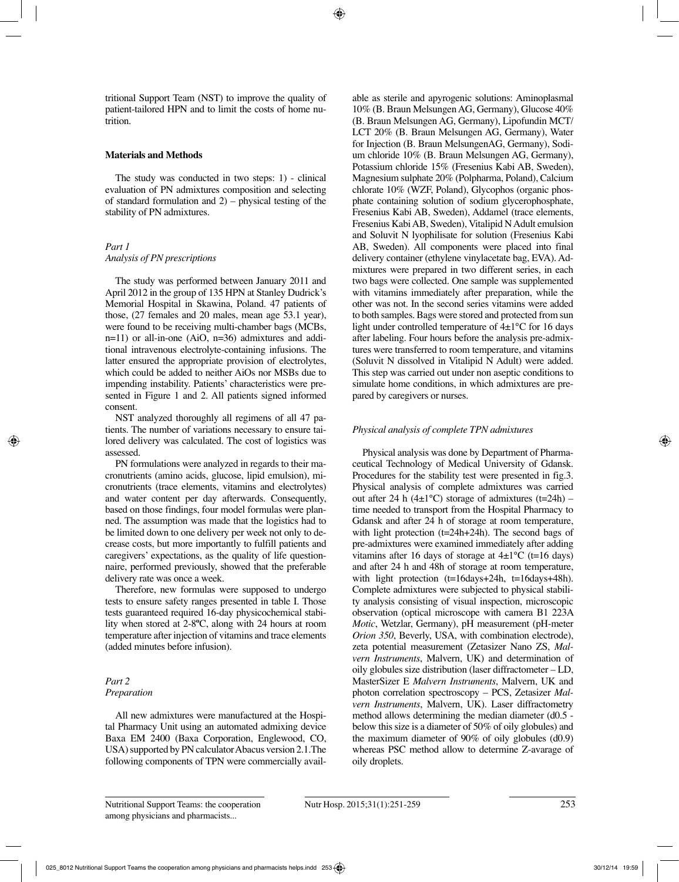tritional Support Team (NST) to improve the quality of patient-tailored HPN and to limit the costs of home nutrition.

### Materials and Methods

The study was conducted in two steps: 1) - clinical evaluation of PN admixtures composition and selecting of standard formulation and 2) – physical testing of the stability of PN admixtures.

#### *Part 1*
*Analysis of PN prescriptions*

The study was performed between January 2011 and April 2012 in the group of 135 HPN at Stanley Dudrick's Memorial Hospital in Skawina, Poland. 47 patients of those, (27 females and 20 males, mean age 53.1 year), were found to be receiving multi-chamber bags (MCBs, n=11) or all-in-one (AiO, n=36) admixtures and additional intravenous electrolyte-containing infusions. The latter ensured the appropriate provision of electrolytes, which could be added to neither AiOs nor MSBs due to impending instability. Patients' characteristics were presented in Figure 1 and 2. All patients signed informed consent.

NST analyzed thoroughly all regimens of all 47 patients. The number of variations necessary to ensure tailored delivery was calculated. The cost of logistics was assessed.

PN formulations were analyzed in regards to their macronutrients (amino acids, glucose, lipid emulsion), micronutrients (trace elements, vitamins and electrolytes) and water content per day afterwards. Consequently, based on those findings, four model formulas were planned. The assumption was made that the logistics had to be limited down to one delivery per week not only to decrease costs, but more importantly to fulfill patients and caregivers' expectations, as the quality of life questionnaire, performed previously, showed that the preferable delivery rate was once a week.

Therefore, new formulas were supposed to undergo tests to ensure safety ranges presented in table I. Those tests guaranteed required 16-day physicochemical stability when stored at 2-8ºC, along with 24 hours at room temperature after injection of vitamins and trace elements (added minutes before infusion).

#### *Part 2*
*Preparation*

All new admixtures were manufactured at the Hospital Pharmacy Unit using an automated admixing device Baxa EM 2400 (Baxa Corporation, Englewood, CO, USA) supported by PN calculator Abacus version 2.1.The following components of TPN were commercially available as sterile and apyrogenic solutions: Aminoplasmal 10% (B. Braun Melsungen AG, Germany), Glucose 40% (B. Braun Melsungen AG, Germany), Lipofundin MCT/LCT 20% (B. Braun Melsungen AG, Germany), Water for Injection (B. Braun MelsungenAG, Germany), Sodium chloride 10% (B. Braun Melsungen AG, Germany), Potassium chloride 15% (Fresenius Kabi AB, Sweden), Magnesium sulphate 20% (Polpharma, Poland), Calcium chlorate 10% (WZF, Poland), Glycophos (organic phosphate containing solution of sodium glycerophosphate, Fresenius Kabi AB, Sweden), Addamel (trace elements, Fresenius Kabi AB, Sweden), Vitalipid N Adult emulsion and Soluvit N lyophilisate for solution (Fresenius Kabi AB, Sweden). All components were placed into final delivery container (ethylene vinylacetate bag, EVA). Admixtures were prepared in two different series, in each two bags were collected. One sample was supplemented with vitamins immediately after preparation, while the other was not. In the second series vitamins were added to both samples. Bags were stored and protected from sun light under controlled temperature of 4±1°C for 16 days after labeling. Four hours before the analysis pre-admixtures were transferred to room temperature, and vitamins (Soluvit N dissolved in Vitalipid N Adult) were added. This step was carried out under non aseptic conditions to simulate home conditions, in which admixtures are prepared by caregivers or nurses.

#### *Physical analysis of complete TPN admixtures*

Physical analysis was done by Department of Pharmaceutical Technology of Medical University of Gdansk. Procedures for the stability test were presented in fig.3. Physical analysis of complete admixtures was carried out after 24 h (4±1°C) storage of admixtures (t=24h) – time needed to transport from the Hospital Pharmacy to Gdansk and after 24 h of storage at room temperature, with light protection (t=24h+24h). The second bags of pre-admixtures were examined immediately after adding vitamins after 16 days of storage at 4±1°C (t=16 days) and after 24 h and 48h of storage at room temperature, with light protection (t=16days+24h, t=16days+48h). Complete admixtures were subjected to physical stability analysis consisting of visual inspection, microscopic observation (optical microscope with camera B1 223A *Motic*, Wetzlar, Germany), pH measurement (pH-meter *Orion 350*, Beverly, USA, with combination electrode), zeta potential measurement (Zetasizer Nano ZS, *Malvern Instruments*, Malvern, UK) and determination of oily globules size distribution (laser diffractometer – LD, MasterSizer E *Malvern Instruments*, Malvern, UK and photon correlation spectroscopy – PCS, Zetasizer *Malvern Instruments*, Malvern, UK). Laser diffractometry method allows determining the median diameter (d0.5 - below this size is a diameter of 50% of oily globules) and the maximum diameter of 90% of oily globules (d0.9) whereas PSC method allow to determine Z-avarage of oily droplets.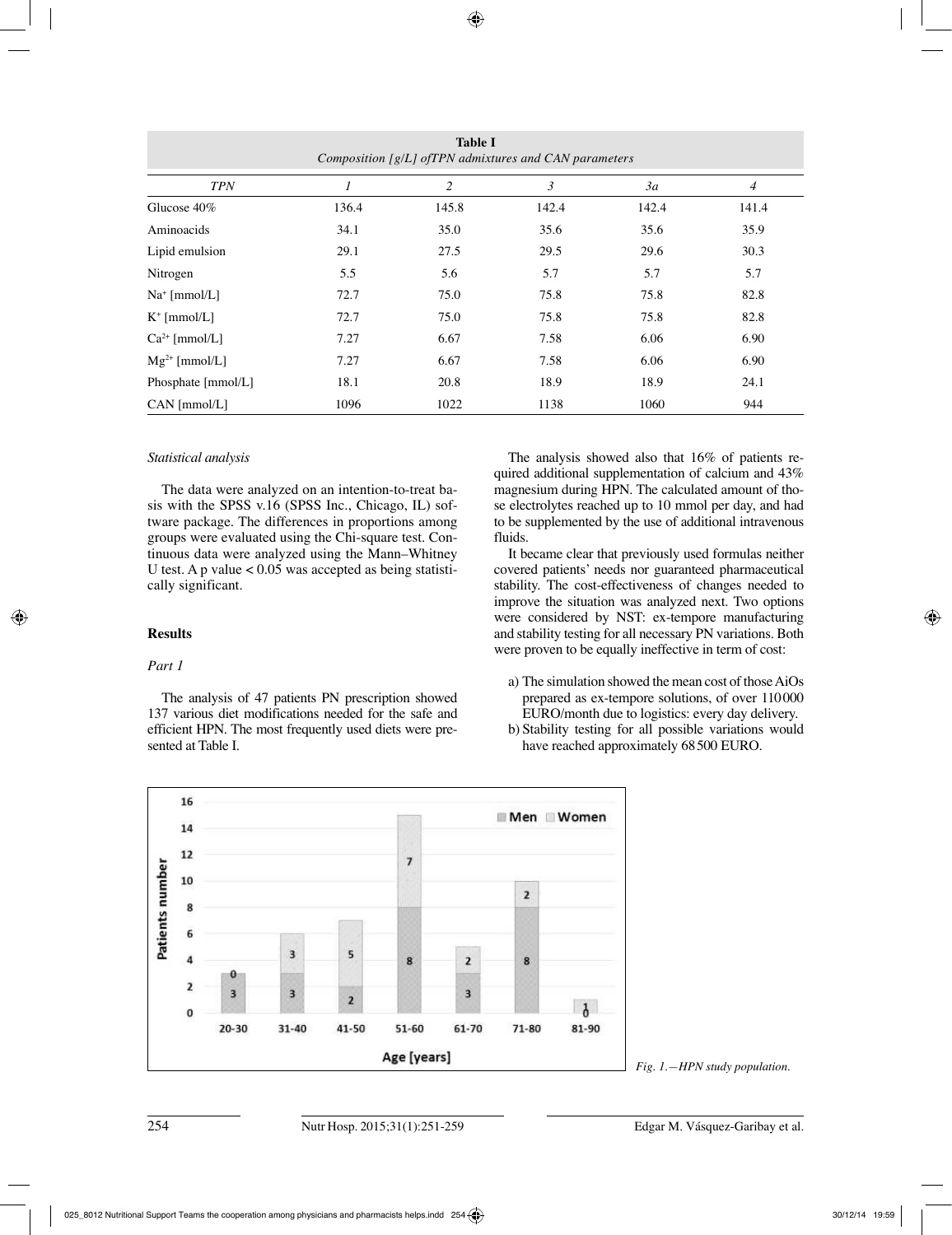**Table I**
*Composition [g/L] ofTPN admixtures and CAN parameters*

| *TPN* | *1* | *2* | *3* | *3a* | *4* |
|---|---|---|---|---|---|
| Glucose 40% | 136.4 | 145.8 | 142.4 | 142.4 | 141.4 |
| Aminoacids | 34.1 | 35.0 | 35.6 | 35.6 | 35.9 |
| Lipid emulsion | 29.1 | 27.5 | 29.5 | 29.6 | 30.3 |
| Nitrogen | 5.5 | 5.6 | 5.7 | 5.7 | 5.7 |
| $Na^+$ [mmol/L] | 72.7 | 75.0 | 75.8 | 75.8 | 82.8 |
| $K^+$ [mmol/L] | 72.7 | 75.0 | 75.8 | 75.8 | 82.8 |
| $Ca^{2+}$ [mmol/L] | 7.27 | 6.67 | 7.58 | 6.06 | 6.90 |
| $Mg^{2+}$ [mmol/L] | 7.27 | 6.67 | 7.58 | 6.06 | 6.90 |
| Phosphate [mmol/L] | 18.1 | 20.8 | 18.9 | 18.9 | 24.1 |
| CAN [mmol/L] | 1096 | 1022 | 1138 | 1060 | 944 |

### *Statistical analysis*

The data were analyzed on an intention-to-treat basis with the SPSS v.16 (SPSS Inc., Chicago, IL) software package. The differences in proportions among groups were evaluated using the Chi-square test. Continuous data were analyzed using the Mann–Whitney U test. A p value $< 0.05$ was accepted as being statistically significant.

## Results

### *Part 1*

The analysis of 47 patients PN prescription showed 137 various diet modifications needed for the safe and efficient HPN. The most frequently used diets were presented at Table I.

The analysis showed also that 16% of patients required additional supplementation of calcium and 43% magnesium during HPN. The calculated amount of those electrolytes reached up to 10 mmol per day, and had to be supplemented by the use of additional intravenous fluids.

It became clear that previously used formulas neither covered patients' needs nor guaranteed pharmaceutical stability. The cost-effectiveness of changes needed to improve the situation was analyzed next. Two options were considered by NST: ex-tempore manufacturing and stability testing for all necessary PN variations. Both were proven to be equally ineffective in term of cost:

a) The simulation showed the mean cost of those AiOs prepared as ex-tempore solutions, of over 110000 EURO/month due to logistics: every day delivery.
b) Stability testing for all possible variations would have reached approximately 68500 EURO.

*Fig. 1.—HPN study population.*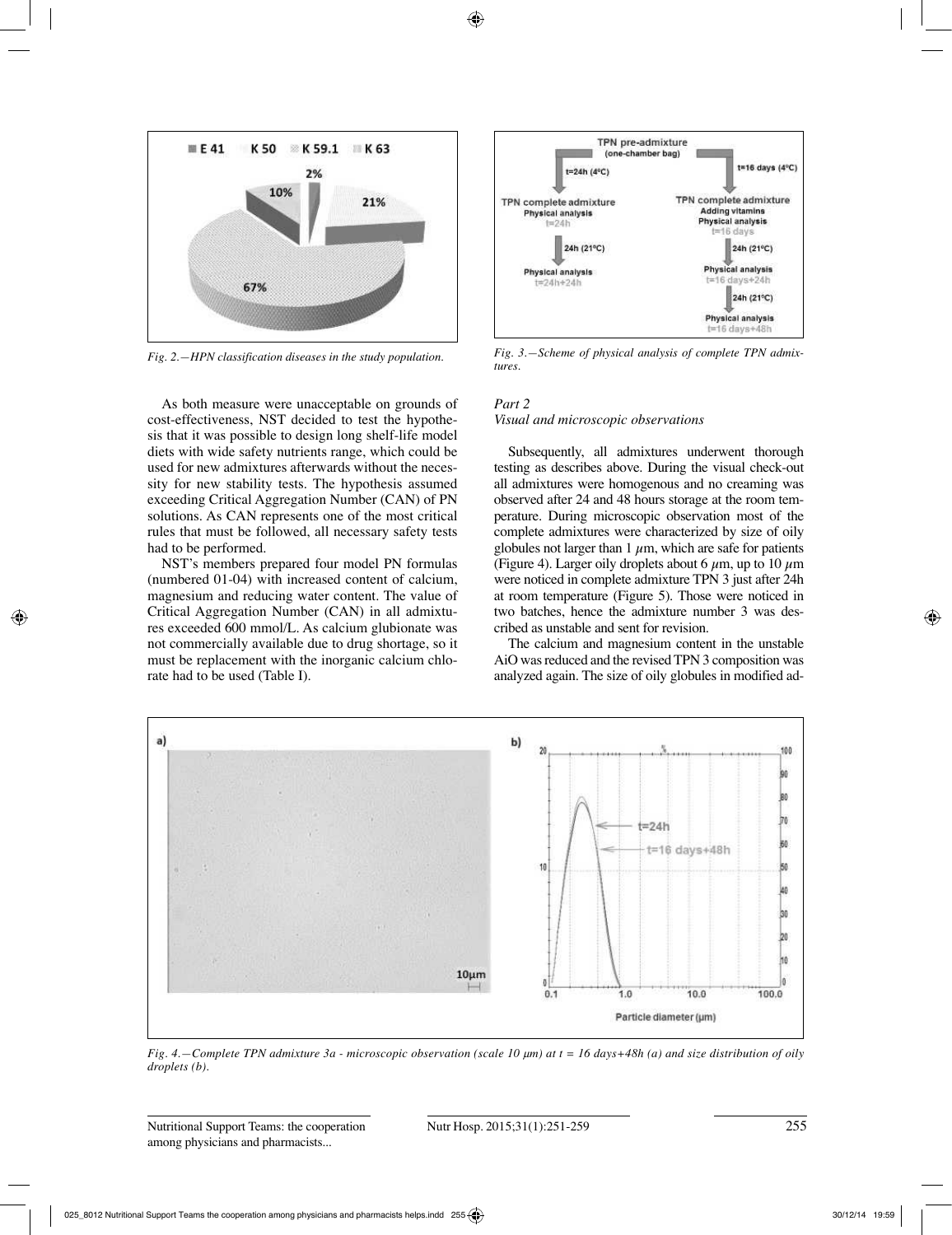Fig. 2.—HPN classification diseases in the study population.

Fig. 3.—Scheme of physical analysis of complete TPN admixtures.

As both measure were unacceptable on grounds of cost-effectiveness, NST decided to test the hypothesis that it was possible to design long shelf-life model diets with wide safety nutrients range, which could be used for new admixtures afterwards without the necessity for new stability tests. The hypothesis assumed exceeding Critical Aggregation Number (CAN) of PN solutions. As CAN represents one of the most critical rules that must be followed, all necessary safety tests had to be performed.

NST's members prepared four model PN formulas (numbered 01-04) with increased content of calcium, magnesium and reducing water content. The value of Critical Aggregation Number (CAN) in all admixtures exceeded 600 mmol/L. As calcium glubionate was not commercially available due to drug shortage, so it must be replacement with the inorganic calcium chlorate had to be used (Table I).

### Part 2
### *Visual and microscopic observations*

Subsequently, all admixtures underwent thorough testing as describes above. During the visual check-out all admixtures were homogenous and no creaming was observed after 24 and 48 hours storage at the room temperature. During microscopic observation most of the complete admixtures were characterized by size of oily globules not larger than 1 $\mu$m, which are safe for patients (Figure 4). Larger oily droplets about 6 $\mu$m, up to 10 $\mu$m were noticed in complete admixture TPN 3 just after 24h at room temperature (Figure 5). Those were noticed in two batches, hence the admixture number 3 was described as unstable and sent for revision.

The calcium and magnesium content in the unstable AiO was reduced and the revised TPN 3 composition was analyzed again. The size of oily globules in modified ad-

Fig. 4.—Complete TPN admixture 3a - microscopic observation (scale 10 $\mu$m) at t = 16 days+48h (a) and size distribution of oily droplets (b).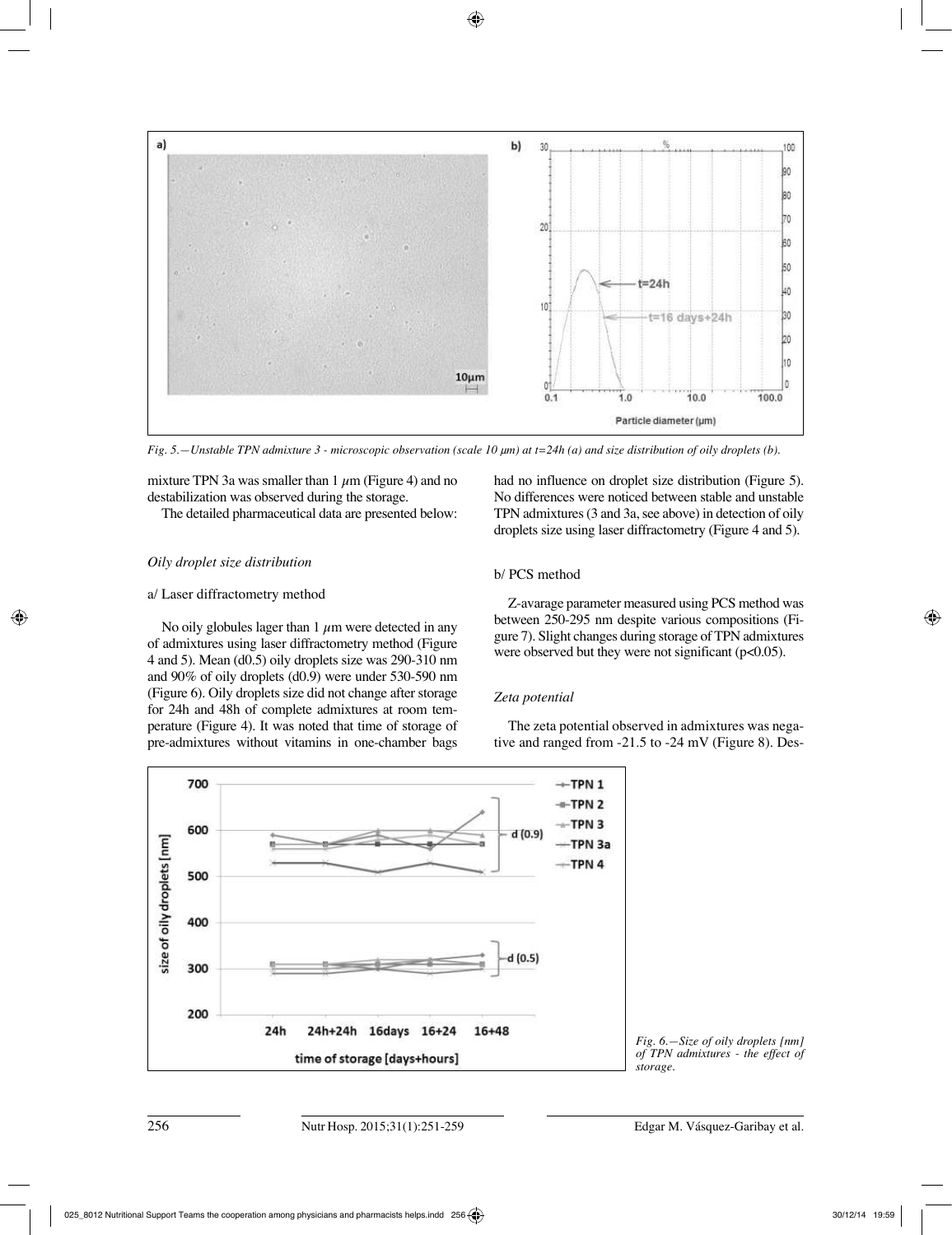*Fig. 5.—Unstable TPN admixture 3 - microscopic observation (scale 10 μm) at t=24h (a) and size distribution of oily droplets (b).*

mixture TPN 3a was smaller than 1 μm (Figure 4) and no destabilization was observed during the storage.

The detailed pharmaceutical data are presented below:

### *Oily droplet size distribution*

a/ Laser diffractometry method

No oily globules lager than 1 μm were detected in any of admixtures using laser diffractometry method (Figure 4 and 5). Mean (d0.5) oily droplets size was 290-310 nm and 90% of oily droplets (d0.9) were under 530-590 nm (Figure 6). Oily droplets size did not change after storage for 24h and 48h of complete admixtures at room temperature (Figure 4). It was noted that time of storage of pre-admixtures without vitamins in one-chamber bags had no influence on droplet size distribution (Figure 5). No differences were noticed between stable and unstable TPN admixtures (3 and 3a, see above) in detection of oily droplets size using laser diffractometry (Figure 4 and 5).

b/ PCS method

Z-avarage parameter measured using PCS method was between 250-295 nm despite various compositions (Figure 7). Slight changes during storage of TPN admixtures were observed but they were not significant ($p<0.05$).

### *Zeta potential*

The zeta potential observed in admixtures was negative and ranged from -21.5 to -24 mV (Figure 8). Des-

*Fig. 6.—Size of oily droplets [nm] of TPN admixtures - the effect of storage.*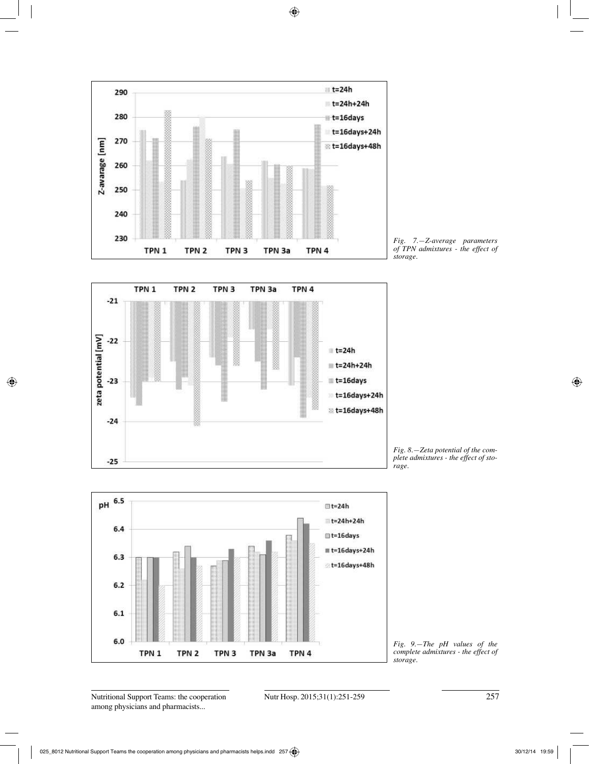Fig. 7.—Z-average parameters of TPN admixtures - the effect of storage.

Fig. 8.—Zeta potential of the complete admixtures - the effect of storage.

Fig. 9.—The pH values of the complete admixtures - the effect of storage.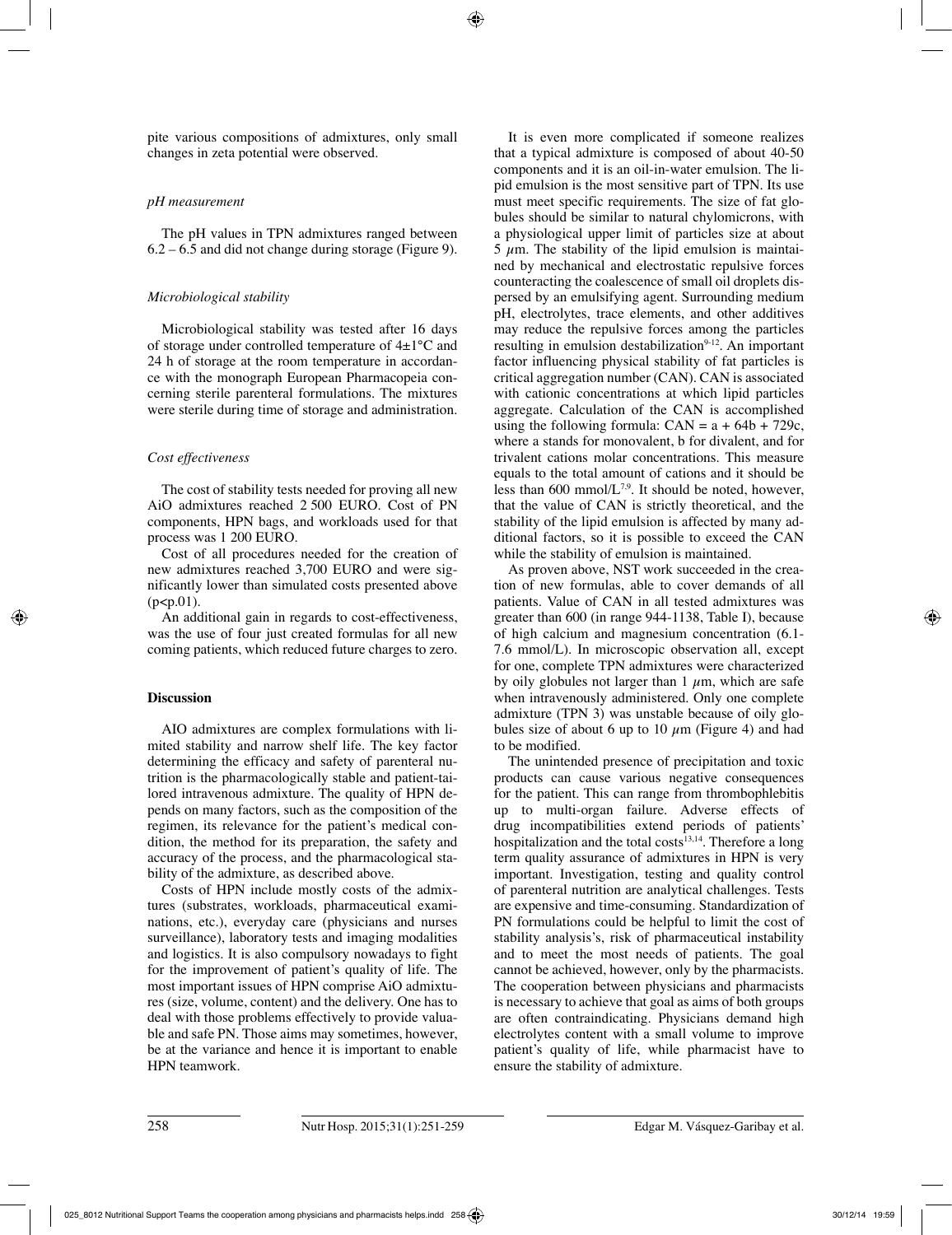pite various compositions of admixtures, only small changes in zeta potential were observed.

*pH measurement*

The pH values in TPN admixtures ranged between 6.2 – 6.5 and did not change during storage (Figure 9).

*Microbiological stability*

Microbiological stability was tested after 16 days of storage under controlled temperature of 4±1°C and 24 h of storage at the room temperature in accordance with the monograph European Pharmacopeia concerning sterile parenteral formulations. The mixtures were sterile during time of storage and administration.

*Cost effectiveness*

The cost of stability tests needed for proving all new AiO admixtures reached 2 500 EURO. Cost of PN components, HPN bags, and workloads used for that process was 1 200 EURO.

Cost of all procedures needed for the creation of new admixtures reached 3,700 EURO and were significantly lower than simulated costs presented above ($p<p.01$).

An additional gain in regards to cost-effectiveness, was the use of four just created formulas for all new coming patients, which reduced future charges to zero.

## Discussion

AIO admixtures are complex formulations with limited stability and narrow shelf life. The key factor determining the efficacy and safety of parenteral nutrition is the pharmacologically stable and patient-tailored intravenous admixture. The quality of HPN depends on many factors, such as the composition of the regimen, its relevance for the patient's medical condition, the method for its preparation, the safety and accuracy of the process, and the pharmacological stability of the admixture, as described above.

Costs of HPN include mostly costs of the admixtures (substrates, workloads, pharmaceutical examinations, etc.), everyday care (physicians and nurses surveillance), laboratory tests and imaging modalities and logistics. It is also compulsory nowadays to fight for the improvement of patient's quality of life. The most important issues of HPN comprise AiO admixtures (size, volume, content) and the delivery. One has to deal with those problems effectively to provide valuable and safe PN. Those aims may sometimes, however, be at the variance and hence it is important to enable HPN teamwork.

It is even more complicated if someone realizes that a typical admixture is composed of about 40-50 components and it is an oil-in-water emulsion. The lipid emulsion is the most sensitive part of TPN. Its use must meet specific requirements. The size of fat globules should be similar to natural chylomicrons, with a physiological upper limit of particles size at about 5 $\mu$m. The stability of the lipid emulsion is maintained by mechanical and electrostatic repulsive forces counteracting the coalescence of small oil droplets dispersed by an emulsifying agent. Surrounding medium pH, electrolytes, trace elements, and other additives may reduce the repulsive forces among the particles resulting in emulsion destabilization[9-12]. An important factor influencing physical stability of fat particles is critical aggregation number (CAN). CAN is associated with cationic concentrations at which lipid particles aggregate. Calculation of the CAN is accomplished using the following formula: $CAN = a + 64b + 729c$, where a stands for monovalent, b for divalent, and for trivalent cations molar concentrations. This measure equals to the total amount of cations and it should be less than 600 mmol/L[7,9]. It should be noted, however, that the value of CAN is strictly theoretical, and the stability of the lipid emulsion is affected by many additional factors, so it is possible to exceed the CAN while the stability of emulsion is maintained.

As proven above, NST work succeeded in the creation of new formulas, able to cover demands of all patients. Value of CAN in all tested admixtures was greater than 600 (in range 944-1138, Table I), because of high calcium and magnesium concentration (6.1-7.6 mmol/L). In microscopic observation all, except for one, complete TPN admixtures were characterized by oily globules not larger than 1 $\mu$m, which are safe when intravenously administered. Only one complete admixture (TPN 3) was unstable because of oily globules size of about 6 up to 10 $\mu$m (Figure 4) and had to be modified.

The unintended presence of precipitation and toxic products can cause various negative consequences for the patient. This can range from thrombophlebitis up to multi-organ failure. Adverse effects of drug incompatibilities extend periods of patients' hospitalization and the total costs[13,14]. Therefore a long term quality assurance of admixtures in HPN is very important. Investigation, testing and quality control of parenteral nutrition are analytical challenges. Tests are expensive and time-consuming. Standardization of PN formulations could be helpful to limit the cost of stability analysis's, risk of pharmaceutical instability and to meet the most needs of patients. The goal cannot be achieved, however, only by the pharmacists. The cooperation between physicians and pharmacists is necessary to achieve that goal as aims of both groups are often contraindicating. Physicians demand high electrolytes content with a small volume to improve patient's quality of life, while pharmacist have to ensure the stability of admixture.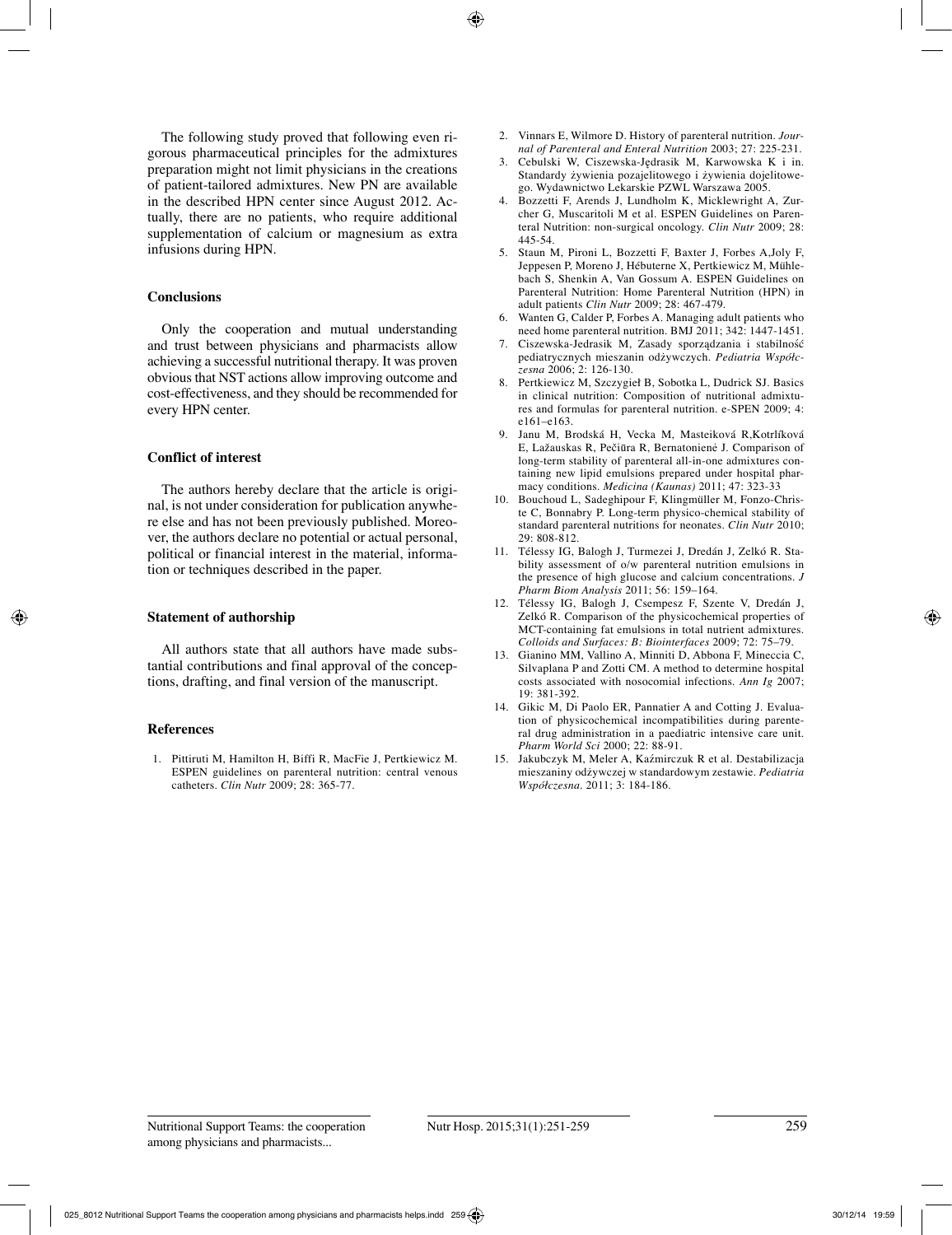The following study proved that following even rigorous pharmaceutical principles for the admixtures preparation might not limit physicians in the creations of patient-tailored admixtures. New PN are available in the described HPN center since August 2012. Actually, there are no patients, who require additional supplementation of calcium or magnesium as extra infusions during HPN.

## Conclusions

Only the cooperation and mutual understanding and trust between physicians and pharmacists allow achieving a successful nutritional therapy. It was proven obvious that NST actions allow improving outcome and cost-effectiveness, and they should be recommended for every HPN center.

## Conflict of interest

The authors hereby declare that the article is original, is not under consideration for publication anywhere else and has not been previously published. Moreover, the authors declare no potential or actual personal, political or financial interest in the material, information or techniques described in the paper.

## Statement of authorship

All authors state that all authors have made substantial contributions and final approval of the conceptions, drafting, and final version of the manuscript.

## References

1. Pittiruti M, Hamilton H, Biffi R, MacFie J, Pertkiewicz M. ESPEN guidelines on parenteral nutrition: central venous catheters. *Clin Nutr* 2009; 28: 365-77.
2. Vinnars E, Wilmore D. History of parenteral nutrition. *Journal of Parenteral and Enteral Nutrition* 2003; 27: 225-231.
3. Cebulski W, Ciszewska-Jędrasik M, Karwowska K i in. Standardy żywienia pozajelitowego i żywienia dojelitowego. Wydawnictwo Lekarskie PZWL Warszawa 2005.
4. Bozzetti F, Arends J, Lundholm K, Micklewright A, Zurcher G, Muscaritoli M et al. ESPEN Guidelines on Parenteral Nutrition: non-surgical oncology. *Clin Nutr* 2009; 28: 445-54.
5. Staun M, Pironi L, Bozzetti F, Baxter J, Forbes A,Joly F, Jeppesen P, Moreno J, Hébuterne X, Pertkiewicz M, Mühlebach S, Shenkin A, Van Gossum A. ESPEN Guidelines on Parenteral Nutrition: Home Parenteral Nutrition (HPN) in adult patients *Clin Nutr* 2009; 28: 467-479.
6. Wanten G, Calder P, Forbes A. Managing adult patients who need home parenteral nutrition. BMJ 2011; 342: 1447-1451.
7. Ciszewska-Jedrasik M, Zasady sporządzania i stabilność pediatrycznych mieszanin odżywczych. *Pediatria Współczesna* 2006; 2: 126-130.
8. Pertkiewicz M, Szczygieł B, Sobotka L, Dudrick SJ. Basics in clinical nutrition: Composition of nutritional admixtures and formulas for parenteral nutrition. e-SPEN 2009; 4: e161–e163.
9. Janu M, Brodská H, Vecka M, Masteiková R,Kotrlíková E, Lažauskas R, Pečiūra R, Bernatonienė J. Comparison of long-term stability of parenteral all-in-one admixtures containing new lipid emulsions prepared under hospital pharmacy conditions. *Medicina (Kaunas)* 2011; 47: 323-33
10. Bouchoud L, Sadeghipour F, Klingmüller M, Fonzo-Christe C, Bonnabry P. Long-term physico-chemical stability of standard parenteral nutritions for neonates. *Clin Nutr* 2010; 29: 808-812.
11. Télessy IG, Balogh J, Turmezei J, Dredán J, Zelkó R. Stability assessment of o/w parenteral nutrition emulsions in the presence of high glucose and calcium concentrations. *J Pharm Biom Analysis* 2011; 56: 159–164.
12. Télessy IG, Balogh J, Csempesz F, Szente V, Dredán J, Zelkó R. Comparison of the physicochemical properties of MCT-containing fat emulsions in total nutrient admixtures. *Colloids and Surfaces: B: Biointerfaces* 2009; 72: 75–79.
13. Gianino MM, Vallino A, Minniti D, Abbona F, Mineccia C, Silvaplana P and Zotti CM. A method to determine hospital costs associated with nosocomial infections. *Ann Ig* 2007; 19: 381-392.
14. Gikic M, Di Paolo ER, Pannatier A and Cotting J. Evaluation of physicochemical incompatibilities during parenteral drug administration in a paediatric intensive care unit. *Pharm World Sci* 2000; 22: 88-91.
15. Jakubczyk M, Meler A, Kaźmirczuk R et al. Destabilizacja mieszaniny odżywczej w standardowym zestawie. *Pediatria Współczesna*. 2011; 3: 184-186.